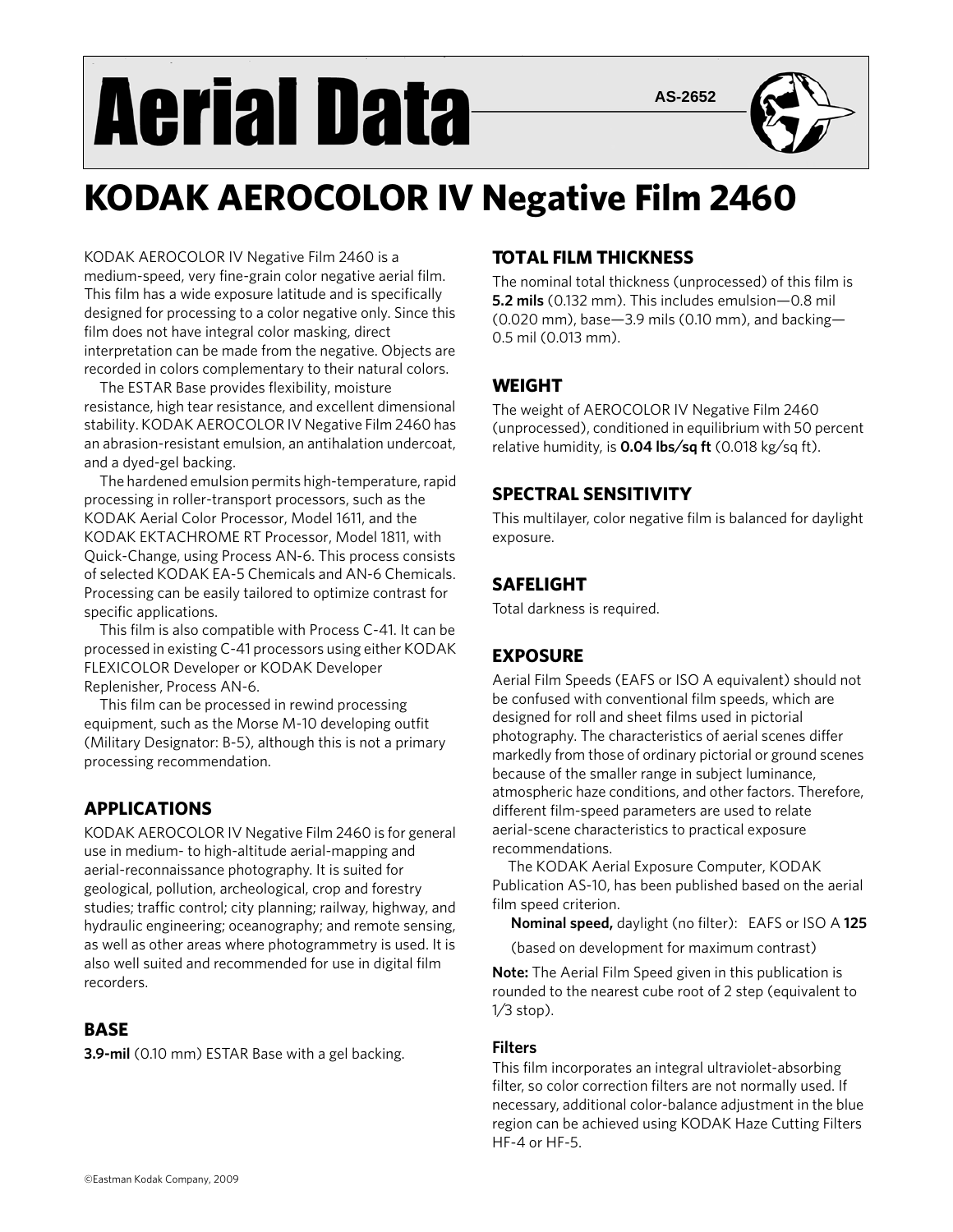# Aerial Data

AS-2652

# KODAK AEROCOLOR IV Negative Film 2460

KODAK AEROCOLOR IV Negative Film 2460 is a medium-speed, very fine-grain color negative aerial film. This film has a wide exposure latitude and is specifically designed for processing to a color negative only. Since this film does not have integral color masking, direct interpretation can be made from the negative. Objects are recorded in colors complementary to their natural colors.

The ESTAR Base provides flexibility, moisture resistance, high tear resistance, and excellent dimensional stability. KODAK AEROCOLOR IV Negative Film 2460 has an abrasion-resistant emulsion, an antihalation undercoat, and a dyed-gel backing.

The hardened emulsion permits high-temperature, rapid processing in roller-transport processors, such as the KODAK Aerial Color Processor, Model 1611, and the KODAK EKTACHROME RT Processor, Model 1811, with Quick-Change, using Process AN-6. This process consists of selected KODAK EA-5 Chemicals and AN-6 Chemicals. Processing can be easily tailored to optimize contrast for specific applications.

This film is also compatible with Process C-41. It can be processed in existing C-41 processors using either KODAK FLEXICOLOR Developer or KODAK Developer Replenisher, Process AN-6.

This film can be processed in rewind processing equipment, such as the Morse M-10 developing outfit (Military Designator: B-5), although this is not a primary processing recommendation.

## APPLICATIONS

KODAK AEROCOLOR IV Negative Film 2460 is for general use in medium- to high-altitude aerial-mapping and aerial-reconnaissance photography. It is suited for geological, pollution, archeological, crop and forestry studies; traffic control; city planning; railway, highway, and hydraulic engineering; oceanography; and remote sensing, as well as other areas where photogrammetry is used. It is also well suited and recommended for use in digital film recorders.

## BASE

**3.9-mil** (0.10 mm) ESTAR Base with a gel backing.

## TOTAL FILM THICKNESS

The nominal total thickness (unprocessed) of this film is **5.2 mils** (0.132 mm). This includes emulsion—0.8 mil (0.020 mm), base—3.9 mils (0.10 mm), and backing—0.5 mil (0.013 mm).

## WEIGHT

The weight of AEROCOLOR IV Negative Film 2460 (unprocessed), conditioned in equilibrium with 50 percent relative humidity, is **0.04 lbs/sq ft** (0.018 kg/sq ft).

## SPECTRAL SENSITIVITY

This multilayer, color negative film is balanced for daylight exposure.

## SAFELIGHT

Total darkness is required.

## EXPOSURE

Aerial Film Speeds (EAFS or ISO A equivalent) should not be confused with conventional film speeds, which are designed for roll and sheet films used in pictorial photography. The characteristics of aerial scenes differ markedly from those of ordinary pictorial or ground scenes because of the smaller range in subject luminance, atmospheric haze conditions, and other factors. Therefore, different film-speed parameters are used to relate aerial-scene characteristics to practical exposure recommendations.

The KODAK Aerial Exposure Computer, KODAK Publication AS-10, has been published based on the aerial film speed criterion.

**Nominal speed,** daylight (no filter): EAFS or ISO A **125**

(based on development for maximum contrast)

**Note:** The Aerial Film Speed given in this publication is rounded to the nearest cube root of 2 step (equivalent to 1/3 stop).

### Filters

This film incorporates an integral ultraviolet-absorbing filter, so color correction filters are not normally used. If necessary, additional color-balance adjustment in the blue region can be achieved using KODAK Haze Cutting Filters HF-4 or HF-5.

©Eastman Kodak Company, 2009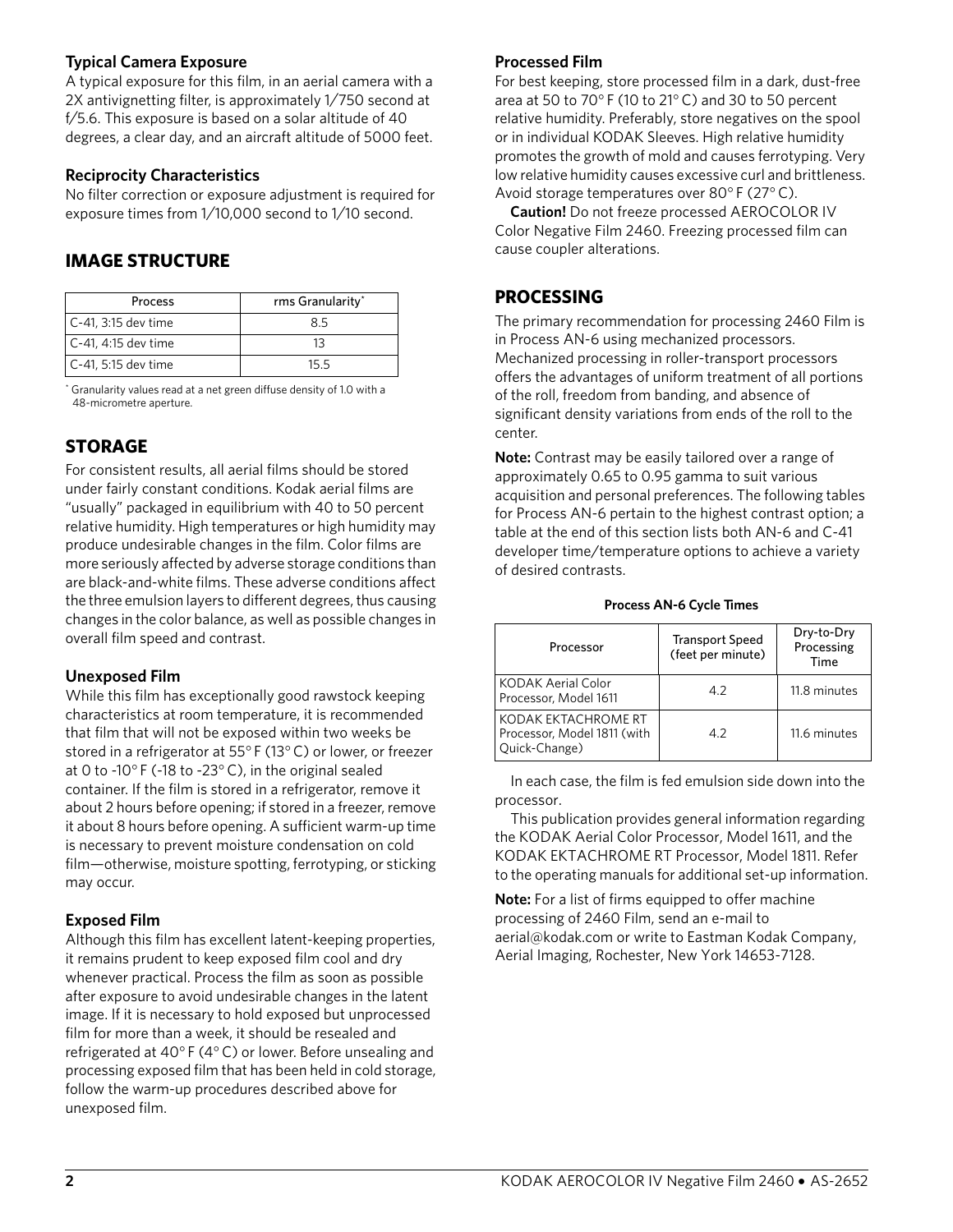### Typical Camera Exposure

A typical exposure for this film, in an aerial camera with a 2X antivignetting filter, is approximately 1/750 second at f/5.6. This exposure is based on a solar altitude of 40 degrees, a clear day, and an aircraft altitude of 5000 feet.

### Reciprocity Characteristics

No filter correction or exposure adjustment is required for exposure times from 1/10,000 second to 1/10 second.

## IMAGE STRUCTURE

| Process | rms Granularity* |
|---|---|
| C-41, 3:15 dev time | 8.5 |
| C-41, 4:15 dev time | 13 |
| C-41, 5:15 dev time | 15.5 |

\* Granularity values read at a net green diffuse density of 1.0 with a 48-micrometre aperture.

## STORAGE

For consistent results, all aerial films should be stored under fairly constant conditions. Kodak aerial films are "usually" packaged in equilibrium with 40 to 50 percent relative humidity. High temperatures or high humidity may produce undesirable changes in the film. Color films are more seriously affected by adverse storage conditions than are black-and-white films. These adverse conditions affect the three emulsion layers to different degrees, thus causing changes in the color balance, as well as possible changes in overall film speed and contrast.

### Unexposed Film

While this film has exceptionally good rawstock keeping characteristics at room temperature, it is recommended that film that will not be exposed within two weeks be stored in a refrigerator at 55° F (13° C) or lower, or freezer at 0 to -10° F (-18 to -23° C), in the original sealed container. If the film is stored in a refrigerator, remove it about 2 hours before opening; if stored in a freezer, remove it about 8 hours before opening. A sufficient warm-up time is necessary to prevent moisture condensation on cold film—otherwise, moisture spotting, ferrotyping, or sticking may occur.

### Exposed Film

Although this film has excellent latent-keeping properties, it remains prudent to keep exposed film cool and dry whenever practical. Process the film as soon as possible after exposure to avoid undesirable changes in the latent image. If it is necessary to hold exposed but unprocessed film for more than a week, it should be resealed and refrigerated at 40° F (4° C) or lower. Before unsealing and processing exposed film that has been held in cold storage, follow the warm-up procedures described above for unexposed film.

### Processed Film

For best keeping, store processed film in a dark, dust-free area at 50 to 70° F (10 to 21° C) and 30 to 50 percent relative humidity. Preferably, store negatives on the spool or in individual KODAK Sleeves. High relative humidity promotes the growth of mold and causes ferrotyping. Very low relative humidity causes excessive curl and brittleness. Avoid storage temperatures over 80° F (27° C).

**Caution!** Do not freeze processed AEROCOLOR IV Color Negative Film 2460. Freezing processed film can cause coupler alterations.

## PROCESSING

The primary recommendation for processing 2460 Film is in Process AN-6 using mechanized processors. Mechanized processing in roller-transport processors offers the advantages of uniform treatment of all portions of the roll, freedom from banding, and absence of significant density variations from ends of the roll to the center.

**Note:** Contrast may be easily tailored over a range of approximately 0.65 to 0.95 gamma to suit various acquisition and personal preferences. The following tables for Process AN-6 pertain to the highest contrast option; a table at the end of this section lists both AN-6 and C-41 developer time/temperature options to achieve a variety of desired contrasts.

**Process AN-6 Cycle Times**

| Processor | Transport Speed (feet per minute) | Dry-to-Dry Processing Time |
|---|---|---|
| KODAK Aerial Color Processor, Model 1611 | 4.2 | 11.8 minutes |
| KODAK EKTACHROME RT Processor, Model 1811 (with Quick-Change) | 4.2 | 11.6 minutes |

In each case, the film is fed emulsion side down into the processor.

This publication provides general information regarding the KODAK Aerial Color Processor, Model 1611, and the KODAK EKTACHROME RT Processor, Model 1811. Refer to the operating manuals for additional set-up information.

**Note:** For a list of firms equipped to offer machine processing of 2460 Film, send an e-mail to aerial@kodak.com or write to Eastman Kodak Company, Aerial Imaging, Rochester, New York 14653-7128.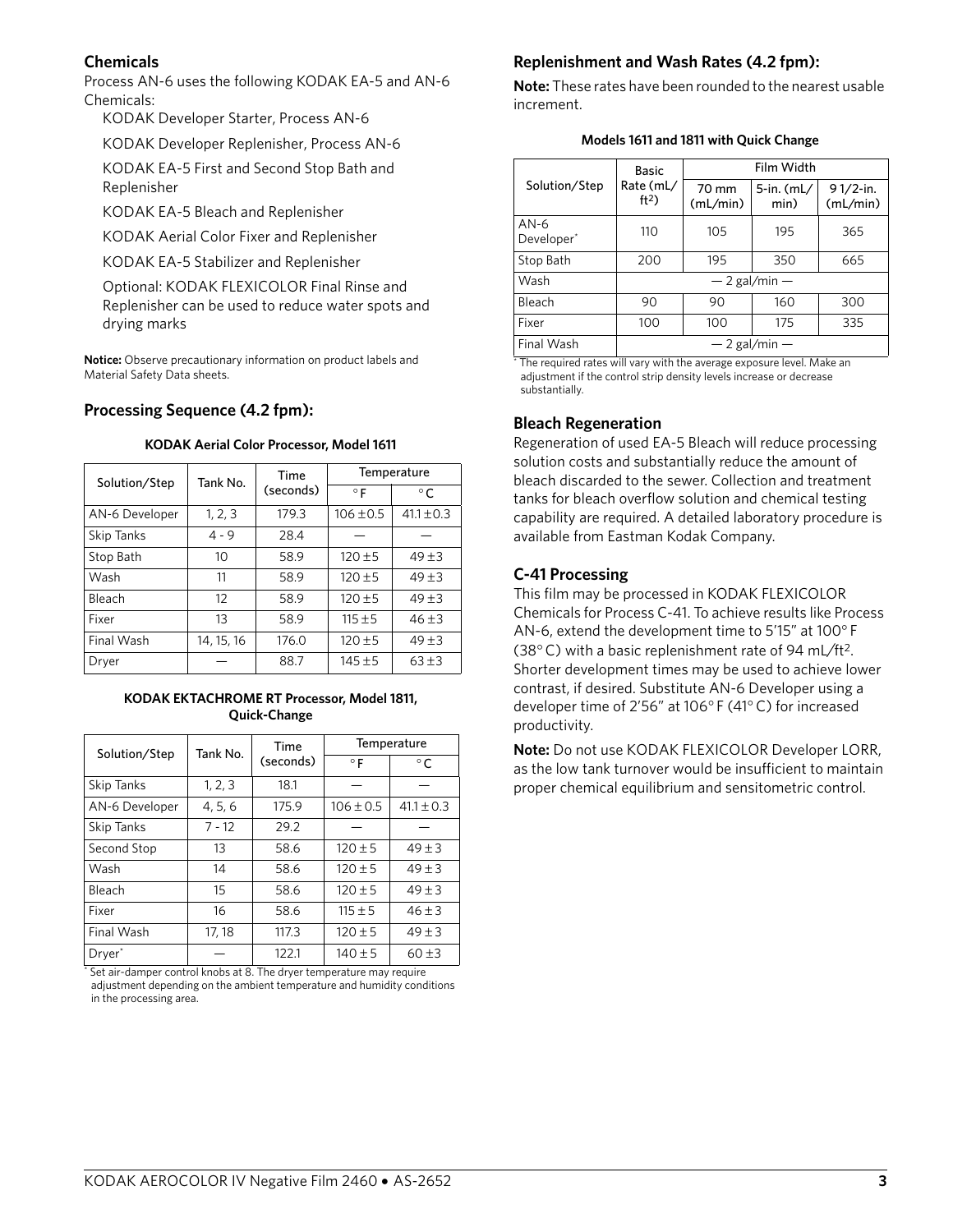## Chemicals

Process AN-6 uses the following KODAK EA-5 and AN-6 Chemicals:

KODAK Developer Starter, Process AN-6

KODAK Developer Replenisher, Process AN-6

KODAK EA-5 First and Second Stop Bath and Replenisher

KODAK EA-5 Bleach and Replenisher

KODAK Aerial Color Fixer and Replenisher

KODAK EA-5 Stabilizer and Replenisher

Optional: KODAK FLEXICOLOR Final Rinse and Replenisher can be used to reduce water spots and drying marks

**Notice:** Observe precautionary information on product labels and Material Safety Data sheets.

## Processing Sequence (4.2 fpm):

**KODAK Aerial Color Processor, Model 1611**

| Solution/Step | Tank No. | Time (seconds) | Temperature | |
|---|---|---|---|---|
| | | | °F | °C |
| AN-6 Developer | 1, 2, 3 | 179.3 | 106 ±0.5 | 41.1 ±0.3 |
| Skip Tanks | 4 - 9 | 28.4 | — | — |
| Stop Bath | 10 | 58.9 | 120 ±5 | 49 ±3 |
| Wash | 11 | 58.9 | 120 ±5 | 49 ±3 |
| Bleach | 12 | 58.9 | 120 ±5 | 49 ±3 |
| Fixer | 13 | 58.9 | 115 ±5 | 46 ±3 |
| Final Wash | 14, 15, 16 | 176.0 | 120 ±5 | 49 ±3 |
| Dryer | — | 88.7 | 145 ±5 | 63 ±3 |

**KODAK EKTACHROME RT Processor, Model 1811, Quick-Change**

| Solution/Step | Tank No. | Time (seconds) | Temperature | |
|---|---|---|---|---|
| | | | °F | °C |
| Skip Tanks | 1, 2, 3 | 18.1 | — | — |
| AN-6 Developer | 4, 5, 6 | 175.9 | 106 ± 0.5 | 41.1 ± 0.3 |
| Skip Tanks | 7 - 12 | 29.2 | — | — |
| Second Stop | 13 | 58.6 | 120 ± 5 | 49 ± 3 |
| Wash | 14 | 58.6 | 120 ± 5 | 49 ± 3 |
| Bleach | 15 | 58.6 | 120 ± 5 | 49 ± 3 |
| Fixer | 16 | 58.6 | 115 ± 5 | 46 ± 3 |
| Final Wash | 17, 18 | 117.3 | 120 ± 5 | 49 ± 3 |
| Dryer* | — | 122.1 | 140 ± 5 | 60 ±3 |

\* Set air-damper control knobs at 8. The dryer temperature may require adjustment depending on the ambient temperature and humidity conditions in the processing area.

## Replenishment and Wash Rates (4.2 fpm):

**Note:** These rates have been rounded to the nearest usable increment.

**Models 1611 and 1811 with Quick Change**

| Solution/Step | Basic Rate (mL/ft$^2$) | Film Width | | |
|---|---|---|---|---|
| | | 70 mm (mL/min) | 5-in. (mL/min) | 9 1/2-in. (mL/min) |
| AN-6 Developer* | 110 | 105 | 195 | 365 |
| Stop Bath | 200 | 195 | 350 | 665 |
| Wash | — 2 gal/min — | | | |
| Bleach | 90 | 90 | 160 | 300 |
| Fixer | 100 | 100 | 175 | 335 |
| Final Wash | — 2 gal/min — | | | |

\* The required rates will vary with the average exposure level. Make an adjustment if the control strip density levels increase or decrease substantially.

## Bleach Regeneration

Regeneration of used EA-5 Bleach will reduce processing solution costs and substantially reduce the amount of bleach discarded to the sewer. Collection and treatment tanks for bleach overflow solution and chemical testing capability are required. A detailed laboratory procedure is available from Eastman Kodak Company.

## C-41 Processing

This film may be processed in KODAK FLEXICOLOR Chemicals for Process C-41. To achieve results like Process AN-6, extend the development time to 5′15″ at 100° F (38° C) with a basic replenishment rate of 94 mL/ft$^2$. Shorter development times may be used to achieve lower contrast, if desired. Substitute AN-6 Developer using a developer time of 2′56″ at 106° F (41° C) for increased productivity.

**Note:** Do not use KODAK FLEXICOLOR Developer LORR, as the low tank turnover would be insufficient to maintain proper chemical equilibrium and sensitometric control.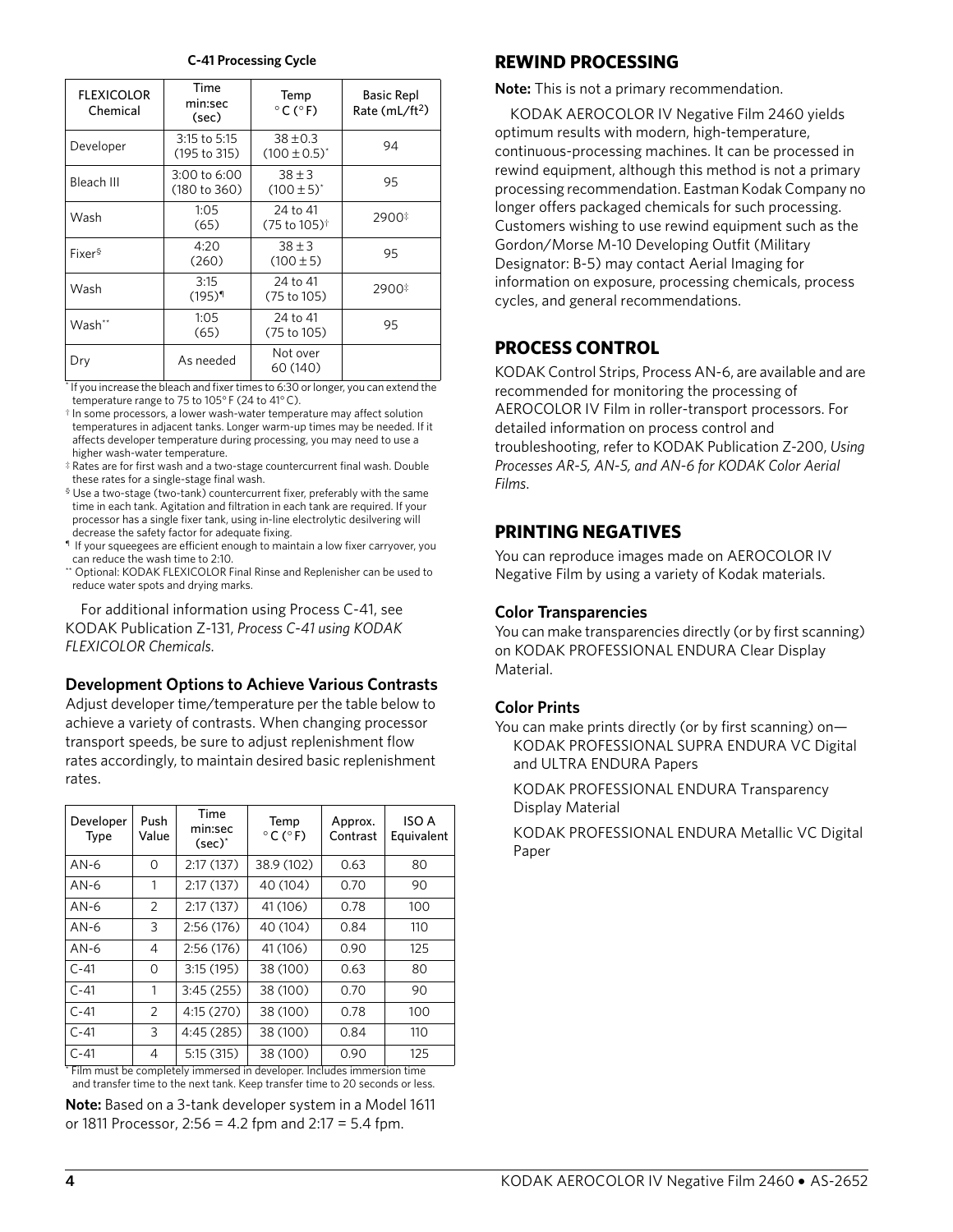**C-41 Processing Cycle**

| FLEXICOLOR Chemical | Time min:sec (sec) | Temp °C (°F) | Basic Repl Rate (mL/ft²) |
|---|---|---|---|
| Developer | 3:15 to 5:15 (195 to 315) | 38 ± 0.3 (100 ± 0.5)* | 94 |
| Bleach III | 3:00 to 6:00 (180 to 360) | 38 ± 3 (100 ± 5)* | 95 |
| Wash | 1:05 (65) | 24 to 41 (75 to 105)† | 2900‡ |
| Fixer§ | 4:20 (260) | 38 ± 3 (100 ± 5) | 95 |
| Wash | 3:15 (195)¶ | 24 to 41 (75 to 105) | 2900‡ |
| Wash** | 1:05 (65) | 24 to 41 (75 to 105) | 95 |
| Dry | As needed | Not over 60 (140) | |

\* If you increase the bleach and fixer times to 6:30 or longer, you can extend the temperature range to 75 to 105° F (24 to 41° C).

† In some processors, a lower wash-water temperature may affect solution temperatures in adjacent tanks. Longer warm-up times may be needed. If it affects developer temperature during processing, you may need to use a higher wash-water temperature.

‡ Rates are for first wash and a two-stage countercurrent final wash. Double these rates for a single-stage final wash.

§ Use a two-stage (two-tank) countercurrent fixer, preferably with the same time in each tank. Agitation and filtration in each tank are required. If your processor has a single fixer tank, using in-line electrolytic desilvering will decrease the safety factor for adequate fixing.

¶ If your squeegees are efficient enough to maintain a low fixer carryover, you can reduce the wash time to 2:10.

\*\* Optional: KODAK FLEXICOLOR Final Rinse and Replenisher can be used to reduce water spots and drying marks.

For additional information using Process C-41, see KODAK Publication Z-131, *Process C-41 using KODAK FLEXICOLOR Chemicals*.

### Development Options to Achieve Various Contrasts

Adjust developer time/temperature per the table below to achieve a variety of contrasts. When changing processor transport speeds, be sure to adjust replenishment flow rates accordingly, to maintain desired basic replenishment rates.

| Developer Type | Push Value | Time min:sec (sec)* | Temp °C (°F) | Approx. Contrast | ISO A Equivalent |
|---|---|---|---|---|---|
| AN-6 | 0 | 2:17 (137) | 38.9 (102) | 0.63 | 80 |
| AN-6 | 1 | 2:17 (137) | 40 (104) | 0.70 | 90 |
| AN-6 | 2 | 2:17 (137) | 41 (106) | 0.78 | 100 |
| AN-6 | 3 | 2:56 (176) | 40 (104) | 0.84 | 110 |
| AN-6 | 4 | 2:56 (176) | 41 (106) | 0.90 | 125 |
| C-41 | 0 | 3:15 (195) | 38 (100) | 0.63 | 80 |
| C-41 | 1 | 3:45 (255) | 38 (100) | 0.70 | 90 |
| C-41 | 2 | 4:15 (270) | 38 (100) | 0.78 | 100 |
| C-41 | 3 | 4:45 (285) | 38 (100) | 0.84 | 110 |
| C-41 | 4 | 5:15 (315) | 38 (100) | 0.90 | 125 |

\* Film must be completely immersed in developer. Includes immersion time and transfer time to the next tank. Keep transfer time to 20 seconds or less.

**Note:** Based on a 3-tank developer system in a Model 1611 or 1811 Processor, 2:56 = 4.2 fpm and 2:17 = 5.4 fpm.

## REWIND PROCESSING

**Note:** This is not a primary recommendation.

KODAK AEROCOLOR IV Negative Film 2460 yields optimum results with modern, high-temperature, continuous-processing machines. It can be processed in rewind equipment, although this method is not a primary processing recommendation. Eastman Kodak Company no longer offers packaged chemicals for such processing. Customers wishing to use rewind equipment such as the Gordon/Morse M-10 Developing Outfit (Military Designator: B-5) may contact Aerial Imaging for information on exposure, processing chemicals, process cycles, and general recommendations.

## PROCESS CONTROL

KODAK Control Strips, Process AN-6, are available and are recommended for monitoring the processing of AEROCOLOR IV Film in roller-transport processors. For detailed information on process control and troubleshooting, refer to KODAK Publication Z-200, *Using Processes AR-5, AN-5, and AN-6 for KODAK Color Aerial Films*.

## PRINTING NEGATIVES

You can reproduce images made on AEROCOLOR IV Negative Film by using a variety of Kodak materials.

### Color Transparencies

You can make transparencies directly (or by first scanning) on KODAK PROFESSIONAL ENDURA Clear Display Material.

### Color Prints

You can make prints directly (or by first scanning) on—

KODAK PROFESSIONAL SUPRA ENDURA VC Digital and ULTRA ENDURA Papers

KODAK PROFESSIONAL ENDURA Transparency Display Material

KODAK PROFESSIONAL ENDURA Metallic VC Digital Paper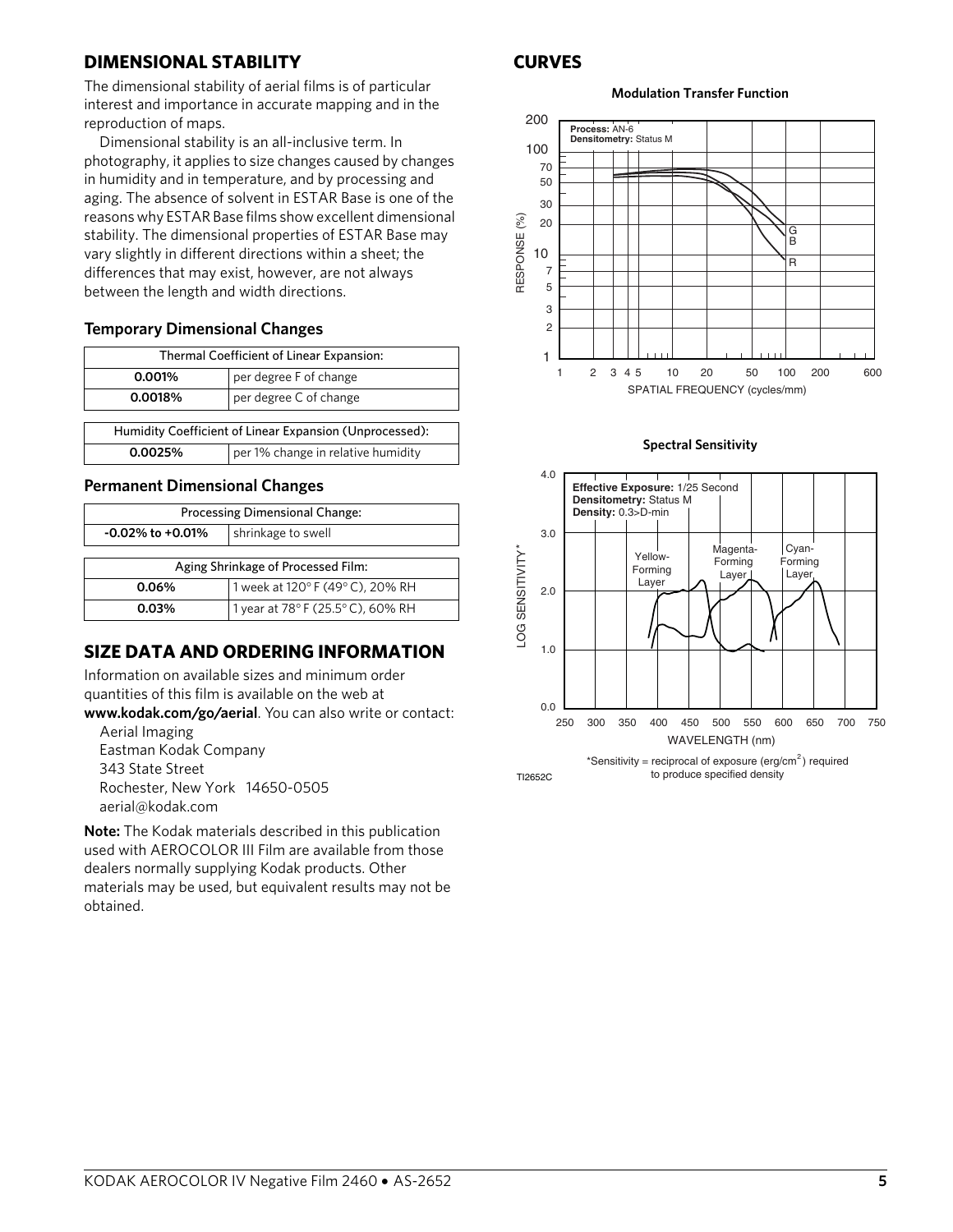## DIMENSIONAL STABILITY

The dimensional stability of aerial films is of particular interest and importance in accurate mapping and in the reproduction of maps.

Dimensional stability is an all-inclusive term. In photography, it applies to size changes caused by changes in humidity and in temperature, and by processing and aging. The absence of solvent in ESTAR Base is one of the reasons why ESTAR Base films show excellent dimensional stability. The dimensional properties of ESTAR Base may vary slightly in different directions within a sheet; the differences that may exist, however, are not always between the length and width directions.

### Temporary Dimensional Changes

| Thermal Coefficient of Linear Expansion: | |
|---|---|
| **0.001%** | per degree F of change |
| **0.0018%** | per degree C of change |

| Humidity Coefficient of Linear Expansion (Unprocessed): | |
|---|---|
| **0.0025%** | per 1% change in relative humidity |

### Permanent Dimensional Changes

| Processing Dimensional Change: | |
|---|---|
| **-0.02% to +0.01%** | shrinkage to swell |

| Aging Shrinkage of Processed Film: | |
|---|---|
| **0.06%** | 1 week at 120° F (49° C), 20% RH |
| **0.03%** | 1 year at 78° F (25.5° C), 60% RH |

## SIZE DATA AND ORDERING INFORMATION

Information on available sizes and minimum order quantities of this film is available on the web at **www.kodak.com/go/aerial**. You can also write or contact:

Aerial Imaging
Eastman Kodak Company
343 State Street
Rochester, New York 14650-0505
aerial@kodak.com

**Note:** The Kodak materials described in this publication used with AEROCOLOR III Film are available from those dealers normally supplying Kodak products. Other materials may be used, but equivalent results may not be obtained.

## CURVES

**Modulation Transfer Function**

**Process:** AN-6
**Densitometry:** Status M

RESPONSE (%) vs. SPATIAL FREQUENCY (cycles/mm); curves labeled G, B, R.

**Spectral Sensitivity**

**Effective Exposure:** 1/25 Second
**Densitometry:** Status M
**Density:** 0.3>D-min

LOG SENSITIVITY* vs. WAVELENGTH (nm); curves labeled Yellow-Forming Layer, Magenta-Forming Layer, Cyan-Forming Layer.

*Sensitivity = reciprocal of exposure (erg/cm$^2$) required to produce specified density

TI2652C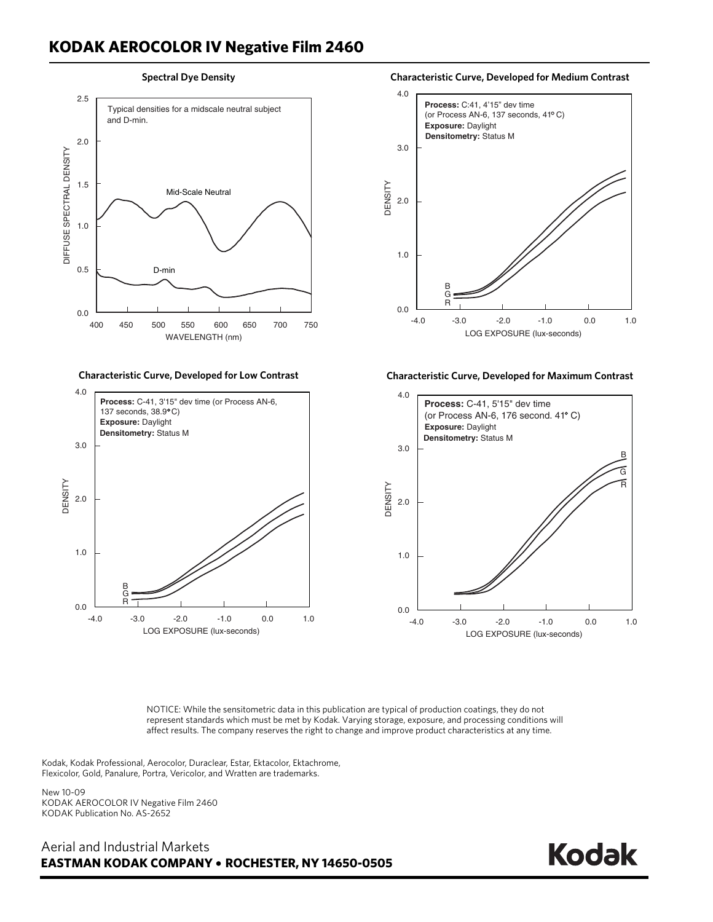## KODAK AEROCOLOR IV Negative Film 2460

**Spectral Dye Density**

Typical densities for a midscale neutral subject and D-min.

DIFFUSE SPECTRAL DENSITY

2.5
2.0
1.5
1.0
0.5
0.0

Mid-Scale Neutral

D-min

400 450 500 550 600 650 700 750

WAVELENGTH (nm)

**Characteristic Curve, Developed for Medium Contrast**

**Process:** C:41, 4'15" dev time
(or Process AN-6, 137 seconds, 41º C)
**Exposure:** Daylight
**Densitometry:** Status M

DENSITY

4.0
3.0
2.0
1.0
0.0

B
G
R

-4.0 -3.0 -2.0 -1.0 0.0 1.0

LOG EXPOSURE (lux-seconds)

**Characteristic Curve, Developed for Low Contrast**

**Process:** C-41, 3'15" dev time (or Process AN-6, 137 seconds, 38.9º C)
**Exposure:** Daylight
**Densitometry:** Status M

DENSITY

4.0
3.0
2.0
1.0
0.0

B
G
R

-4.0 -3.0 -2.0 -1.0 0.0 1.0

LOG EXPOSURE (lux-seconds)

**Characteristic Curve, Developed for Maximum Contrast**

**Process:** C-41, 5'15" dev time
(or Process AN-6, 176 second. 41º C)
**Exposure:** Daylight
**Densitometry:** Status M

DENSITY

4.0
3.0
2.0
1.0
0.0

B
G
R

-4.0 -3.0 -2.0 -1.0 0.0 1.0

LOG EXPOSURE (lux-seconds)

NOTICE: While the sensitometric data in this publication are typical of production coatings, they do not represent standards which must be met by Kodak. Varying storage, exposure, and processing conditions will affect results. The company reserves the right to change and improve product characteristics at any time.

Kodak, Kodak Professional, Aerocolor, Duraclear, Estar, Ektacolor, Ektachrome, Flexicolor, Gold, Panalure, Portra, Vericolor, and Wratten are trademarks.

New 10-09
KODAK AEROCOLOR IV Negative Film 2460
KODAK Publication No. AS-2652

Aerial and Industrial Markets
**EASTMAN KODAK COMPANY • ROCHESTER, NY 14650-0505**

Kodak